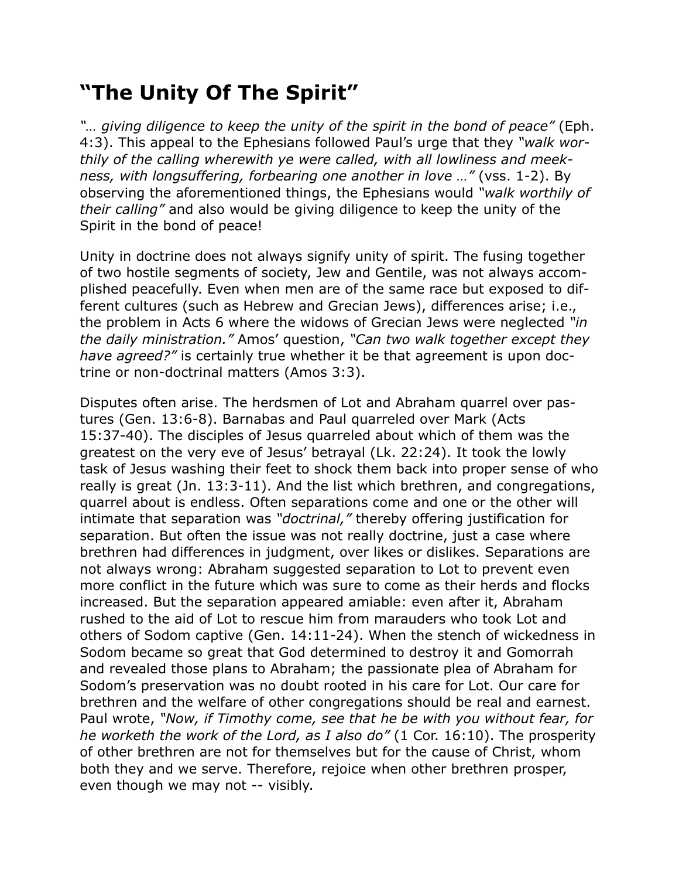# “The Unity Of The Spirit”

*“… giving diligence to keep the unity of the spirit in the bond of peace”* (Eph. 4:3). This appeal to the Ephesians followed Paul’s urge that they *“walk worthily of the calling wherewith ye were called, with all lowliness and meekness, with longsuffering, forbearing one another in love …”* (vss. 1-2). By observing the aforementioned things, the Ephesians would *“walk worthily of their calling”* and also would be giving diligence to keep the unity of the Spirit in the bond of peace!

Unity in doctrine does not always signify unity of spirit. The fusing together of two hostile segments of society, Jew and Gentile, was not always accomplished peacefully. Even when men are of the same race but exposed to different cultures (such as Hebrew and Grecian Jews), differences arise; i.e., the problem in Acts 6 where the widows of Grecian Jews were neglected *“in the daily ministration.”* Amos’ question, *“Can two walk together except they have agreed?”* is certainly true whether it be that agreement is upon doctrine or non-doctrinal matters (Amos 3:3).

Disputes often arise. The herdsmen of Lot and Abraham quarrel over pastures (Gen. 13:6-8). Barnabas and Paul quarreled over Mark (Acts 15:37-40). The disciples of Jesus quarreled about which of them was the greatest on the very eve of Jesus’ betrayal (Lk. 22:24). It took the lowly task of Jesus washing their feet to shock them back into proper sense of who really is great (Jn. 13:3-11). And the list which brethren, and congregations, quarrel about is endless. Often separations come and one or the other will intimate that separation was *“doctrinal,”* thereby offering justification for separation. But often the issue was not really doctrine, just a case where brethren had differences in judgment, over likes or dislikes. Separations are not always wrong: Abraham suggested separation to Lot to prevent even more conflict in the future which was sure to come as their herds and flocks increased. But the separation appeared amiable: even after it, Abraham rushed to the aid of Lot to rescue him from marauders who took Lot and others of Sodom captive (Gen. 14:11-24). When the stench of wickedness in Sodom became so great that God determined to destroy it and Gomorrah and revealed those plans to Abraham; the passionate plea of Abraham for Sodom’s preservation was no doubt rooted in his care for Lot. Our care for brethren and the welfare of other congregations should be real and earnest. Paul wrote, *“Now, if Timothy come, see that he be with you without fear, for he worketh the work of the Lord, as I also do”* (1 Cor. 16:10). The prosperity of other brethren are not for themselves but for the cause of Christ, whom both they and we serve. Therefore, rejoice when other brethren prosper, even though we may not -- visibly.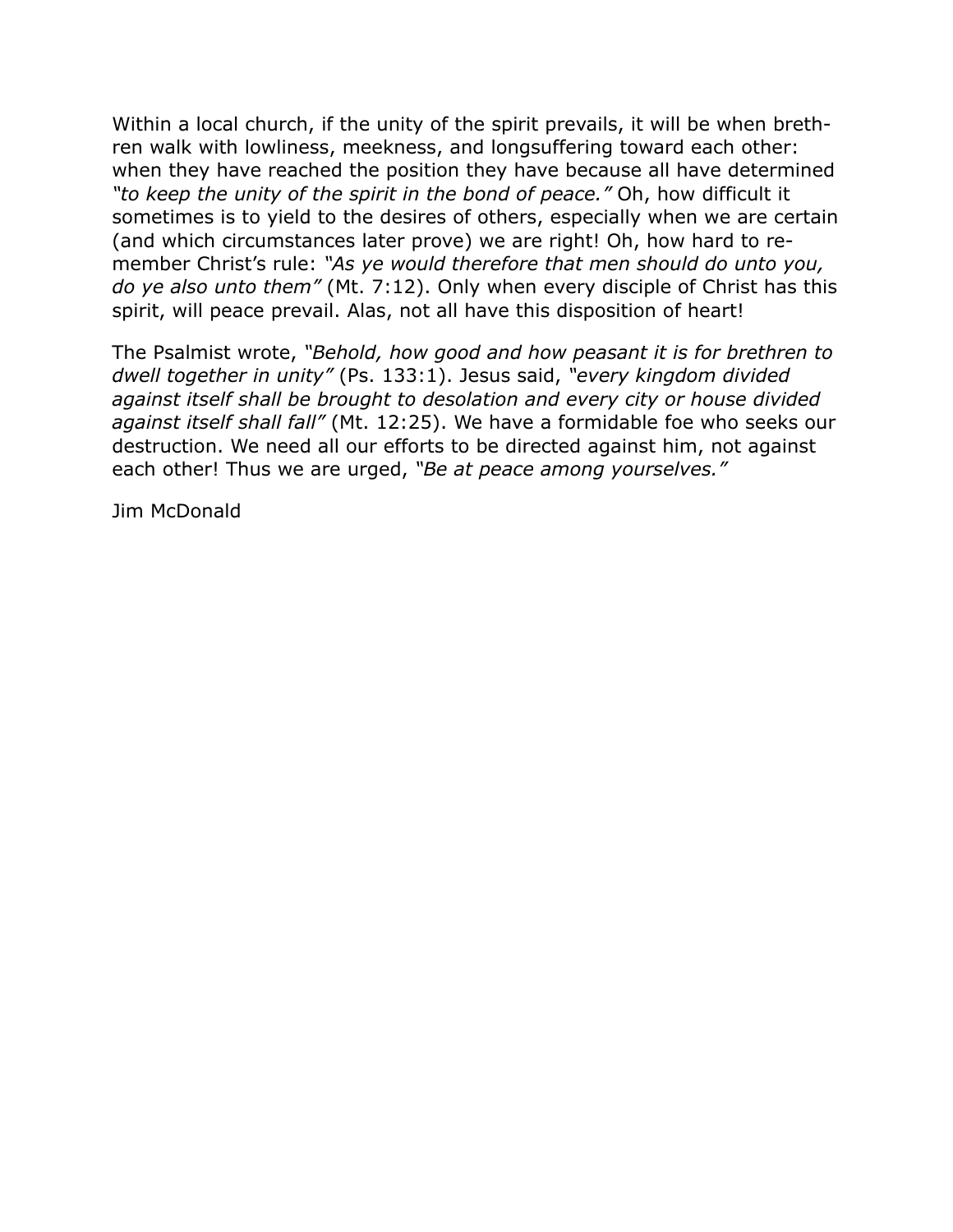Within a local church, if the unity of the spirit prevails, it will be when brethren walk with lowliness, meekness, and longsuffering toward each other: when they have reached the position they have because all have determined *"to keep the unity of the spirit in the bond of peace."* Oh, how difficult it sometimes is to yield to the desires of others, especially when we are certain (and which circumstances later prove) we are right! Oh, how hard to remember Christ's rule: *"As ye would therefore that men should do unto you, do ye also unto them"* (Mt. 7:12). Only when every disciple of Christ has this spirit, will peace prevail. Alas, not all have this disposition of heart!

The Psalmist wrote, *"Behold, how good and how peasant it is for brethren to dwell together in unity"* (Ps. 133:1). Jesus said, *"every kingdom divided against itself shall be brought to desolation and every city or house divided against itself shall fall"* (Mt. 12:25). We have a formidable foe who seeks our destruction. We need all our efforts to be directed against him, not against each other! Thus we are urged, *"Be at peace among yourselves."*

Jim McDonald